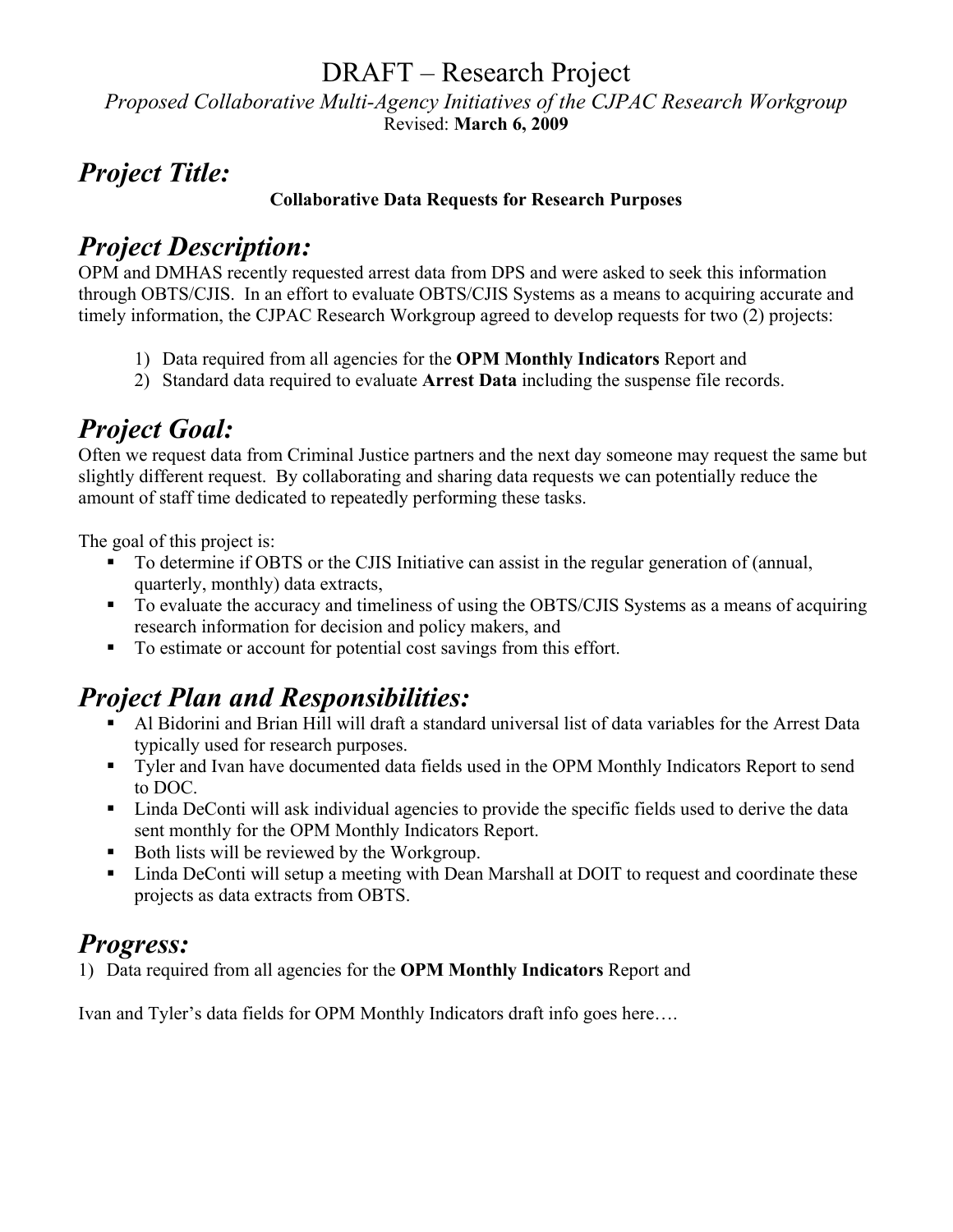# DRAFT – Research Project

*Proposed Collaborative Multi-Agency Initiatives of the CJPAC Research Workgroup*

Revised: **March 6, 2009**

## *Project Title:*

**Collaborative Data Requests for Research Purposes**

## *Project Description:*

OPM and DMHAS recently requested arrest data from DPS and were asked to seek this information through OBTS/CJIS. In an effort to evaluate OBTS/CJIS Systems as a means to acquiring accurate and timely information, the CJPAC Research Workgroup agreed to develop requests for two (2) projects:

1) Data required from all agencies for the **OPM Monthly Indicators** Report and
2) Standard data required to evaluate **Arrest Data** including the suspense file records.

## *Project Goal:*

Often we request data from Criminal Justice partners and the next day someone may request the same but slightly different request. By collaborating and sharing data requests we can potentially reduce the amount of staff time dedicated to repeatedly performing these tasks.

The goal of this project is:

- To determine if OBTS or the CJIS Initiative can assist in the regular generation of (annual, quarterly, monthly) data extracts,
- To evaluate the accuracy and timeliness of using the OBTS/CJIS Systems as a means of acquiring research information for decision and policy makers, and
- To estimate or account for potential cost savings from this effort.

## *Project Plan and Responsibilities:*

- Al Bidorini and Brian Hill will draft a standard universal list of data variables for the Arrest Data typically used for research purposes.
- Tyler and Ivan have documented data fields used in the OPM Monthly Indicators Report to send to DOC.
- Linda DeConti will ask individual agencies to provide the specific fields used to derive the data sent monthly for the OPM Monthly Indicators Report.
- Both lists will be reviewed by the Workgroup.
- Linda DeConti will setup a meeting with Dean Marshall at DOIT to request and coordinate these projects as data extracts from OBTS.

## *Progress:*

1) Data required from all agencies for the **OPM Monthly Indicators** Report and

Ivan and Tyler's data fields for OPM Monthly Indicators draft info goes here….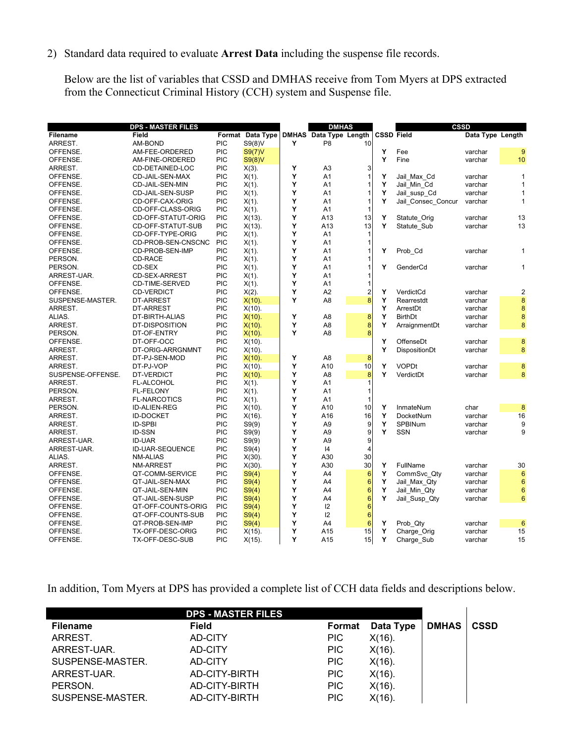2) Standard data required to evaluate **Arrest Data** including the suspense file records.

Below are the list of variables that CSSD and DMHAS receive from Tom Myers at DPS extracted from the Connecticut Criminal History (CCH) system and Suspense file.

| DPS - MASTER FILES | | | | DMHAS | | | CSSD | | |
|---|---|---|---|---|---|---|---|---|---|
| **Filename** | **Field** | **Format** | **Data Type** | **DMHAS** | **Data Type** | **Length** | **CSSD** | **Field** | **Data Type** | **Length** |
| ARREST. | AM-BOND | PIC | S9(8)V | Y | P8 | 10 | | | | |
| OFFENSE. | AM-FEE-ORDERED | PIC | S9(7)V | | | | Y | Fee | varchar | 9 |
| OFFENSE. | AM-FINE-ORDERED | PIC | S9(8)V | | | | Y | Fine | varchar | 10 |
| ARREST. | CD-DETAINED-LOC | PIC | X(3). | Y | A3 | 3 | | | | |
| OFFENSE. | CD-JAIL-SEN-MAX | PIC | X(1). | Y | A1 | 1 | Y | Jail_Max_Cd | varchar | 1 |
| OFFENSE. | CD-JAIL-SEN-MIN | PIC | X(1). | Y | A1 | 1 | Y | Jail_Min_Cd | varchar | 1 |
| OFFENSE. | CD-JAIL-SEN-SUSP | PIC | X(1). | Y | A1 | 1 | Y | Jail_susp_Cd | varchar | 1 |
| OFFENSE. | CD-OFF-CAX-ORIG | PIC | X(1). | Y | A1 | 1 | Y | Jail_Consec_Concur | varchar | 1 |
| OFFENSE. | CD-OFF-CLASS-ORIG | PIC | X(1). | Y | A1 | 1 | | | | |
| OFFENSE. | CD-OFF-STATUT-ORIG | PIC | X(13). | Y | A13 | 13 | Y | Statute_Orig | varchar | 13 |
| OFFENSE. | CD-OFF-STATUT-SUB | PIC | X(13). | Y | A13 | 13 | Y | Statute_Sub | varchar | 13 |
| OFFENSE. | CD-OFF-TYPE-ORIG | PIC | X(1). | Y | A1 | 1 | | | | |
| OFFENSE. | CD-PROB-SEN-CNSCNC | PIC | X(1). | Y | A1 | 1 | | | | |
| OFFENSE. | CD-PROB-SEN-IMP | PIC | X(1). | Y | A1 | 1 | Y | Prob_Cd | varchar | 1 |
| PERSON. | CD-RACE | PIC | X(1). | Y | A1 | 1 | | | | |
| PERSON. | CD-SEX | PIC | X(1). | Y | A1 | 1 | Y | GenderCd | varchar | 1 |
| ARREST-UAR. | CD-SEX-ARREST | PIC | X(1). | Y | A1 | 1 | | | | |
| OFFENSE. | CD-TIME-SERVED | PIC | X(1). | Y | A1 | 1 | | | | |
| OFFENSE. | CD-VERDICT | PIC | X(2). | Y | A2 | 2 | Y | VerdictCd | varchar | 2 |
| SUSPENSE-MASTER. | DT-ARREST | PIC | X(10). | Y | A8 | 8 | Y | Rearrestdt | varchar | 8 |
| ARREST. | DT-ARREST | PIC | X(10). | | | | Y | ArrestDt | varchar | 8 |
| ALIAS. | DT-BIRTH-ALIAS | PIC | X(10). | Y | A8 | 8 | Y | BirthDt | varchar | 8 |
| ARREST. | DT-DISPOSITION | PIC | X(10). | Y | A8 | 8 | Y | ArraignmentDt | varchar | 8 |
| PERSON. | DT-OF-ENTRY | PIC | X(10). | Y | A8 | 8 | | | | |
| OFFENSE. | DT-OFF-OCC | PIC | X(10). | | | | Y | OffenseDt | varchar | 8 |
| ARREST. | DT-ORIG-ARRGNMNT | PIC | X(10). | | | | Y | DispositionDt | varchar | 8 |
| ARREST. | DT-PJ-SEN-MOD | PIC | X(10). | Y | A8 | 8 | | | | |
| ARREST. | DT-PJ-VOP | PIC | X(10). | Y | A10 | 10 | Y | VOPDt | varchar | 8 |
| SUSPENSE-OFFENSE. | DT-VERDICT | PIC | X(10). | Y | A8 | 8 | Y | VerdictDt | varchar | 8 |
| ARREST. | FL-ALCOHOL | PIC | X(1). | Y | A1 | 1 | | | | |
| PERSON. | FL-FELONY | PIC | X(1). | Y | A1 | 1 | | | | |
| ARREST. | FL-NARCOTICS | PIC | X(1). | Y | A1 | 1 | | | | |
| PERSON. | ID-ALIEN-REG | PIC | X(10). | Y | A10 | 10 | Y | InmateNum | char | 8 |
| ARREST. | ID-DOCKET | PIC | X(16). | Y | A16 | 16 | Y | DocketNum | varchar | 16 |
| ARREST. | ID-SPBI | PIC | S9(9) | Y | A9 | 9 | Y | SPBINum | varchar | 9 |
| ARREST. | ID-SSN | PIC | S9(9) | Y | A9 | 9 | Y | SSN | varchar | 9 |
| ARREST-UAR. | ID-UAR | PIC | S9(9) | Y | A9 | 9 | | | | |
| ARREST-UAR. | ID-UAR-SEQUENCE | PIC | S9(4) | Y | I4 | 4 | | | | |
| ALIAS. | NM-ALIAS | PIC | X(30). | Y | A30 | 30 | | | | |
| ARREST. | NM-ARREST | PIC | X(30). | Y | A30 | 30 | Y | FullName | varchar | 30 |
| OFFENSE. | QT-COMM-SERVICE | PIC | S9(4) | Y | A4 | 6 | Y | CommSvc_Qty | varchar | 6 |
| OFFENSE. | QT-JAIL-SEN-MAX | PIC | S9(4) | Y | A4 | 6 | Y | Jail_Max_Qty | varchar | 6 |
| OFFENSE. | QT-JAIL-SEN-MIN | PIC | S9(4) | Y | A4 | 6 | Y | Jail_Min_Qty | varchar | 6 |
| OFFENSE. | QT-JAIL-SEN-SUSP | PIC | S9(4) | Y | A4 | 6 | Y | Jail_Susp_Qty | varchar | 6 |
| OFFENSE. | QT-OFF-COUNTS-ORIG | PIC | S9(4) | Y | I2 | 6 | | | | |
| OFFENSE. | QT-OFF-COUNTS-SUB | PIC | S9(4) | Y | I2 | 6 | | | | |
| OFFENSE. | QT-PROB-SEN-IMP | PIC | S9(4) | Y | A4 | 6 | Y | Prob_Qty | varchar | 6 |
| OFFENSE. | TX-OFF-DESC-ORIG | PIC | X(15). | Y | A15 | 15 | Y | Charge_Orig | varchar | 15 |
| OFFENSE. | TX-OFF-DESC-SUB | PIC | X(15). | Y | A15 | 15 | Y | Charge_Sub | varchar | 15 |

In addition, Tom Myers at DPS has provided a complete list of CCH data fields and descriptions below.

| DPS - MASTER FILES | | | | | |
|---|---|---|---|---|---|
| **Filename** | **Field** | **Format** | **Data Type** | **DMHAS** | **CSSD** |
| ARREST. | AD-CITY | PIC | X(16). | | |
| ARREST-UAR. | AD-CITY | PIC | X(16). | | |
| SUSPENSE-MASTER. | AD-CITY | PIC | X(16). | | |
| ARREST-UAR. | AD-CITY-BIRTH | PIC | X(16). | | |
| PERSON. | AD-CITY-BIRTH | PIC | X(16). | | |
| SUSPENSE-MASTER. | AD-CITY-BIRTH | PIC | X(16). | | |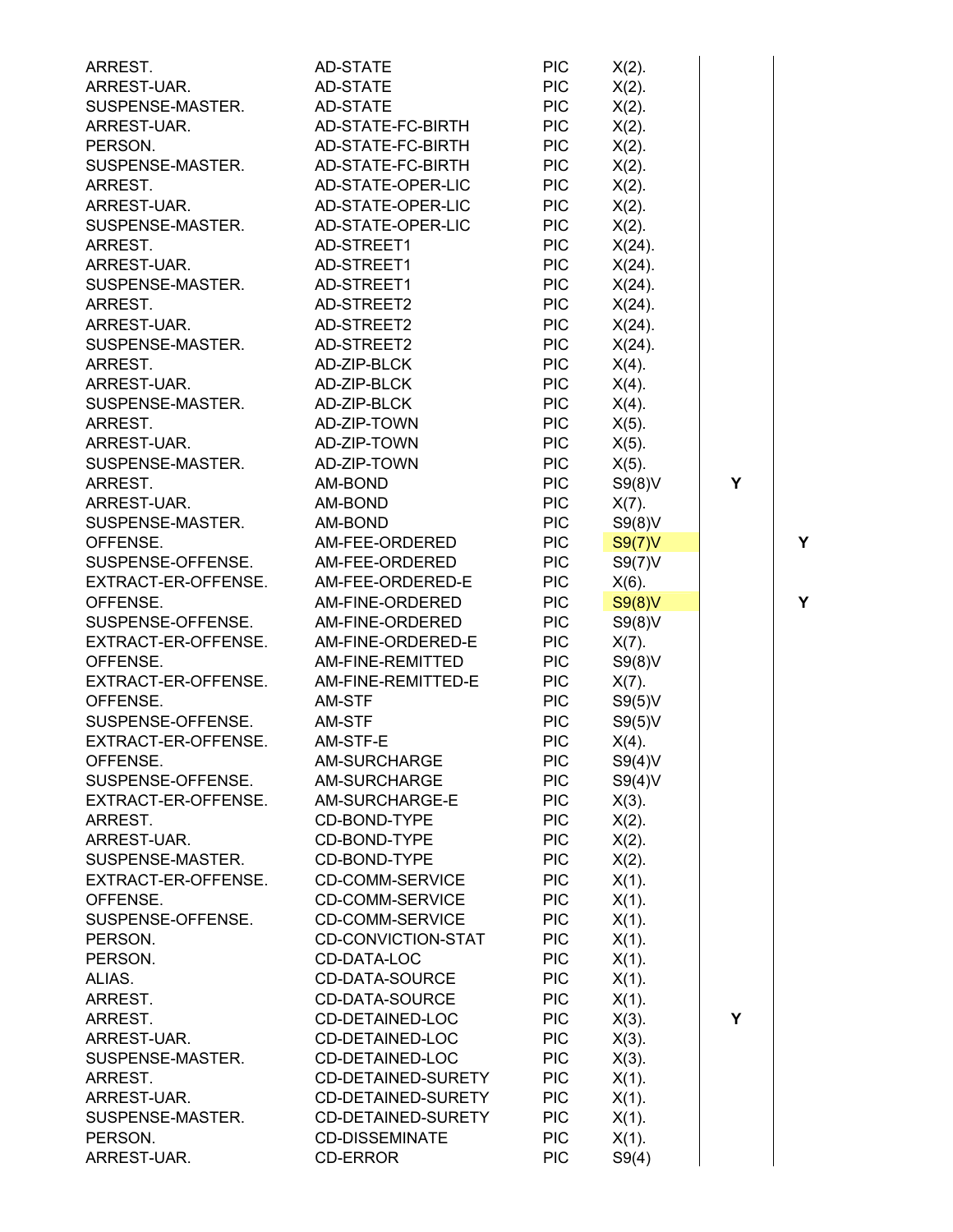| | | | | | |
|---|---|---|---|---|---|
| ARREST. | AD-STATE | PIC | X(2). | | |
| ARREST-UAR. | AD-STATE | PIC | X(2). | | |
| SUSPENSE-MASTER. | AD-STATE | PIC | X(2). | | |
| ARREST-UAR. | AD-STATE-FC-BIRTH | PIC | X(2). | | |
| PERSON. | AD-STATE-FC-BIRTH | PIC | X(2). | | |
| SUSPENSE-MASTER. | AD-STATE-FC-BIRTH | PIC | X(2). | | |
| ARREST. | AD-STATE-OPER-LIC | PIC | X(2). | | |
| ARREST-UAR. | AD-STATE-OPER-LIC | PIC | X(2). | | |
| SUSPENSE-MASTER. | AD-STATE-OPER-LIC | PIC | X(2). | | |
| ARREST. | AD-STREET1 | PIC | X(24). | | |
| ARREST-UAR. | AD-STREET1 | PIC | X(24). | | |
| SUSPENSE-MASTER. | AD-STREET1 | PIC | X(24). | | |
| ARREST. | AD-STREET2 | PIC | X(24). | | |
| ARREST-UAR. | AD-STREET2 | PIC | X(24). | | |
| SUSPENSE-MASTER. | AD-STREET2 | PIC | X(24). | | |
| ARREST. | AD-ZIP-BLCK | PIC | X(4). | | |
| ARREST-UAR. | AD-ZIP-BLCK | PIC | X(4). | | |
| SUSPENSE-MASTER. | AD-ZIP-BLCK | PIC | X(4). | | |
| ARREST. | AD-ZIP-TOWN | PIC | X(5). | | |
| ARREST-UAR. | AD-ZIP-TOWN | PIC | X(5). | | |
| SUSPENSE-MASTER. | AD-ZIP-TOWN | PIC | X(5). | | |
| ARREST. | AM-BOND | PIC | S9(8)V | Y | |
| ARREST-UAR. | AM-BOND | PIC | X(7). | | |
| SUSPENSE-MASTER. | AM-BOND | PIC | S9(8)V | | |
| OFFENSE. | AM-FEE-ORDERED | PIC | S9(7)V | | Y |
| SUSPENSE-OFFENSE. | AM-FEE-ORDERED | PIC | S9(7)V | | |
| EXTRACT-ER-OFFENSE. | AM-FEE-ORDERED-E | PIC | X(6). | | |
| OFFENSE. | AM-FINE-ORDERED | PIC | S9(8)V | | Y |
| SUSPENSE-OFFENSE. | AM-FINE-ORDERED | PIC | S9(8)V | | |
| EXTRACT-ER-OFFENSE. | AM-FINE-ORDERED-E | PIC | X(7). | | |
| OFFENSE. | AM-FINE-REMITTED | PIC | S9(8)V | | |
| EXTRACT-ER-OFFENSE. | AM-FINE-REMITTED-E | PIC | X(7). | | |
| OFFENSE. | AM-STF | PIC | S9(5)V | | |
| SUSPENSE-OFFENSE. | AM-STF | PIC | S9(5)V | | |
| EXTRACT-ER-OFFENSE. | AM-STF-E | PIC | X(4). | | |
| OFFENSE. | AM-SURCHARGE | PIC | S9(4)V | | |
| SUSPENSE-OFFENSE. | AM-SURCHARGE | PIC | S9(4)V | | |
| EXTRACT-ER-OFFENSE. | AM-SURCHARGE-E | PIC | X(3). | | |
| ARREST. | CD-BOND-TYPE | PIC | X(2). | | |
| ARREST-UAR. | CD-BOND-TYPE | PIC | X(2). | | |
| SUSPENSE-MASTER. | CD-BOND-TYPE | PIC | X(2). | | |
| EXTRACT-ER-OFFENSE. | CD-COMM-SERVICE | PIC | X(1). | | |
| OFFENSE. | CD-COMM-SERVICE | PIC | X(1). | | |
| SUSPENSE-OFFENSE. | CD-COMM-SERVICE | PIC | X(1). | | |
| PERSON. | CD-CONVICTION-STAT | PIC | X(1). | | |
| PERSON. | CD-DATA-LOC | PIC | X(1). | | |
| ALIAS. | CD-DATA-SOURCE | PIC | X(1). | | |
| ARREST. | CD-DATA-SOURCE | PIC | X(1). | | |
| ARREST. | CD-DETAINED-LOC | PIC | X(3). | Y | |
| ARREST-UAR. | CD-DETAINED-LOC | PIC | X(3). | | |
| SUSPENSE-MASTER. | CD-DETAINED-LOC | PIC | X(3). | | |
| ARREST. | CD-DETAINED-SURETY | PIC | X(1). | | |
| ARREST-UAR. | CD-DETAINED-SURETY | PIC | X(1). | | |
| SUSPENSE-MASTER. | CD-DETAINED-SURETY | PIC | X(1). | | |
| PERSON. | CD-DISSEMINATE | PIC | X(1). | | |
| ARREST-UAR. | CD-ERROR | PIC | S9(4) | | |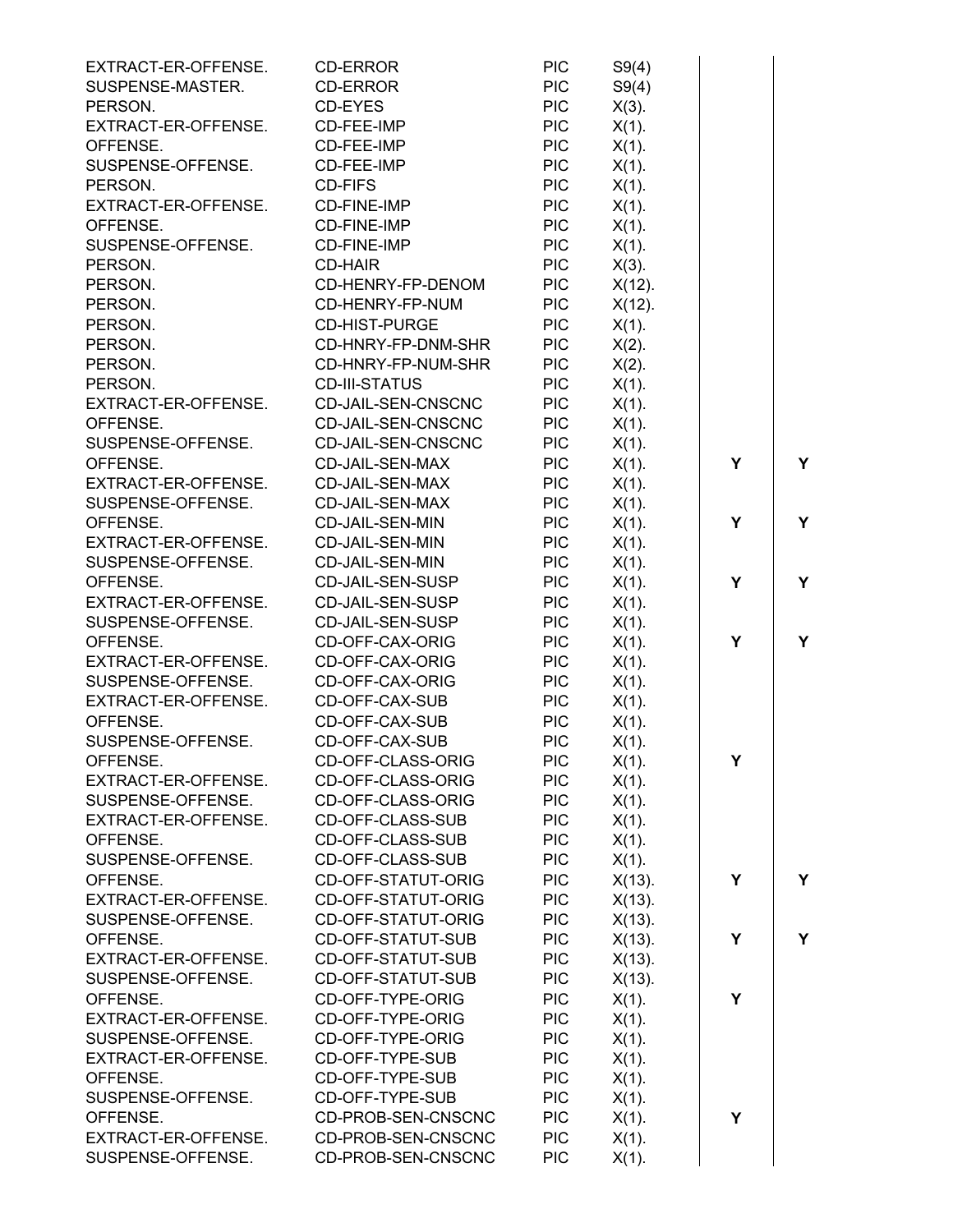| | | | | | |
|---|---|---|---|---|---|
| EXTRACT-ER-OFFENSE. | CD-ERROR | PIC | S9(4) | | |
| SUSPENSE-MASTER. | CD-ERROR | PIC | S9(4) | | |
| PERSON. | CD-EYES | PIC | X(3). | | |
| EXTRACT-ER-OFFENSE. | CD-FEE-IMP | PIC | X(1). | | |
| OFFENSE. | CD-FEE-IMP | PIC | X(1). | | |
| SUSPENSE-OFFENSE. | CD-FEE-IMP | PIC | X(1). | | |
| PERSON. | CD-FIFS | PIC | X(1). | | |
| EXTRACT-ER-OFFENSE. | CD-FINE-IMP | PIC | X(1). | | |
| OFFENSE. | CD-FINE-IMP | PIC | X(1). | | |
| SUSPENSE-OFFENSE. | CD-FINE-IMP | PIC | X(1). | | |
| PERSON. | CD-HAIR | PIC | X(3). | | |
| PERSON. | CD-HENRY-FP-DENOM | PIC | X(12). | | |
| PERSON. | CD-HENRY-FP-NUM | PIC | X(12). | | |
| PERSON. | CD-HIST-PURGE | PIC | X(1). | | |
| PERSON. | CD-HNRY-FP-DNM-SHR | PIC | X(2). | | |
| PERSON. | CD-HNRY-FP-NUM-SHR | PIC | X(2). | | |
| PERSON. | CD-III-STATUS | PIC | X(1). | | |
| EXTRACT-ER-OFFENSE. | CD-JAIL-SEN-CNSCNC | PIC | X(1). | | |
| OFFENSE. | CD-JAIL-SEN-CNSCNC | PIC | X(1). | | |
| SUSPENSE-OFFENSE. | CD-JAIL-SEN-CNSCNC | PIC | X(1). | | |
| OFFENSE. | CD-JAIL-SEN-MAX | PIC | X(1). | Y | Y |
| EXTRACT-ER-OFFENSE. | CD-JAIL-SEN-MAX | PIC | X(1). | | |
| SUSPENSE-OFFENSE. | CD-JAIL-SEN-MAX | PIC | X(1). | | |
| OFFENSE. | CD-JAIL-SEN-MIN | PIC | X(1). | Y | Y |
| EXTRACT-ER-OFFENSE. | CD-JAIL-SEN-MIN | PIC | X(1). | | |
| SUSPENSE-OFFENSE. | CD-JAIL-SEN-MIN | PIC | X(1). | | |
| OFFENSE. | CD-JAIL-SEN-SUSP | PIC | X(1). | Y | Y |
| EXTRACT-ER-OFFENSE. | CD-JAIL-SEN-SUSP | PIC | X(1). | | |
| SUSPENSE-OFFENSE. | CD-JAIL-SEN-SUSP | PIC | X(1). | | |
| OFFENSE. | CD-OFF-CAX-ORIG | PIC | X(1). | Y | Y |
| EXTRACT-ER-OFFENSE. | CD-OFF-CAX-ORIG | PIC | X(1). | | |
| SUSPENSE-OFFENSE. | CD-OFF-CAX-ORIG | PIC | X(1). | | |
| EXTRACT-ER-OFFENSE. | CD-OFF-CAX-SUB | PIC | X(1). | | |
| OFFENSE. | CD-OFF-CAX-SUB | PIC | X(1). | | |
| SUSPENSE-OFFENSE. | CD-OFF-CAX-SUB | PIC | X(1). | | |
| OFFENSE. | CD-OFF-CLASS-ORIG | PIC | X(1). | Y | |
| EXTRACT-ER-OFFENSE. | CD-OFF-CLASS-ORIG | PIC | X(1). | | |
| SUSPENSE-OFFENSE. | CD-OFF-CLASS-ORIG | PIC | X(1). | | |
| EXTRACT-ER-OFFENSE. | CD-OFF-CLASS-SUB | PIC | X(1). | | |
| OFFENSE. | CD-OFF-CLASS-SUB | PIC | X(1). | | |
| SUSPENSE-OFFENSE. | CD-OFF-CLASS-SUB | PIC | X(1). | | |
| OFFENSE. | CD-OFF-STATUT-ORIG | PIC | X(13). | Y | Y |
| EXTRACT-ER-OFFENSE. | CD-OFF-STATUT-ORIG | PIC | X(13). | | |
| SUSPENSE-OFFENSE. | CD-OFF-STATUT-ORIG | PIC | X(13). | | |
| OFFENSE. | CD-OFF-STATUT-SUB | PIC | X(13). | Y | Y |
| EXTRACT-ER-OFFENSE. | CD-OFF-STATUT-SUB | PIC | X(13). | | |
| SUSPENSE-OFFENSE. | CD-OFF-STATUT-SUB | PIC | X(13). | | |
| OFFENSE. | CD-OFF-TYPE-ORIG | PIC | X(1). | Y | |
| EXTRACT-ER-OFFENSE. | CD-OFF-TYPE-ORIG | PIC | X(1). | | |
| SUSPENSE-OFFENSE. | CD-OFF-TYPE-ORIG | PIC | X(1). | | |
| EXTRACT-ER-OFFENSE. | CD-OFF-TYPE-SUB | PIC | X(1). | | |
| OFFENSE. | CD-OFF-TYPE-SUB | PIC | X(1). | | |
| SUSPENSE-OFFENSE. | CD-OFF-TYPE-SUB | PIC | X(1). | | |
| OFFENSE. | CD-PROB-SEN-CNSCNC | PIC | X(1). | Y | |
| EXTRACT-ER-OFFENSE. | CD-PROB-SEN-CNSCNC | PIC | X(1). | | |
| SUSPENSE-OFFENSE. | CD-PROB-SEN-CNSCNC | PIC | X(1). | | |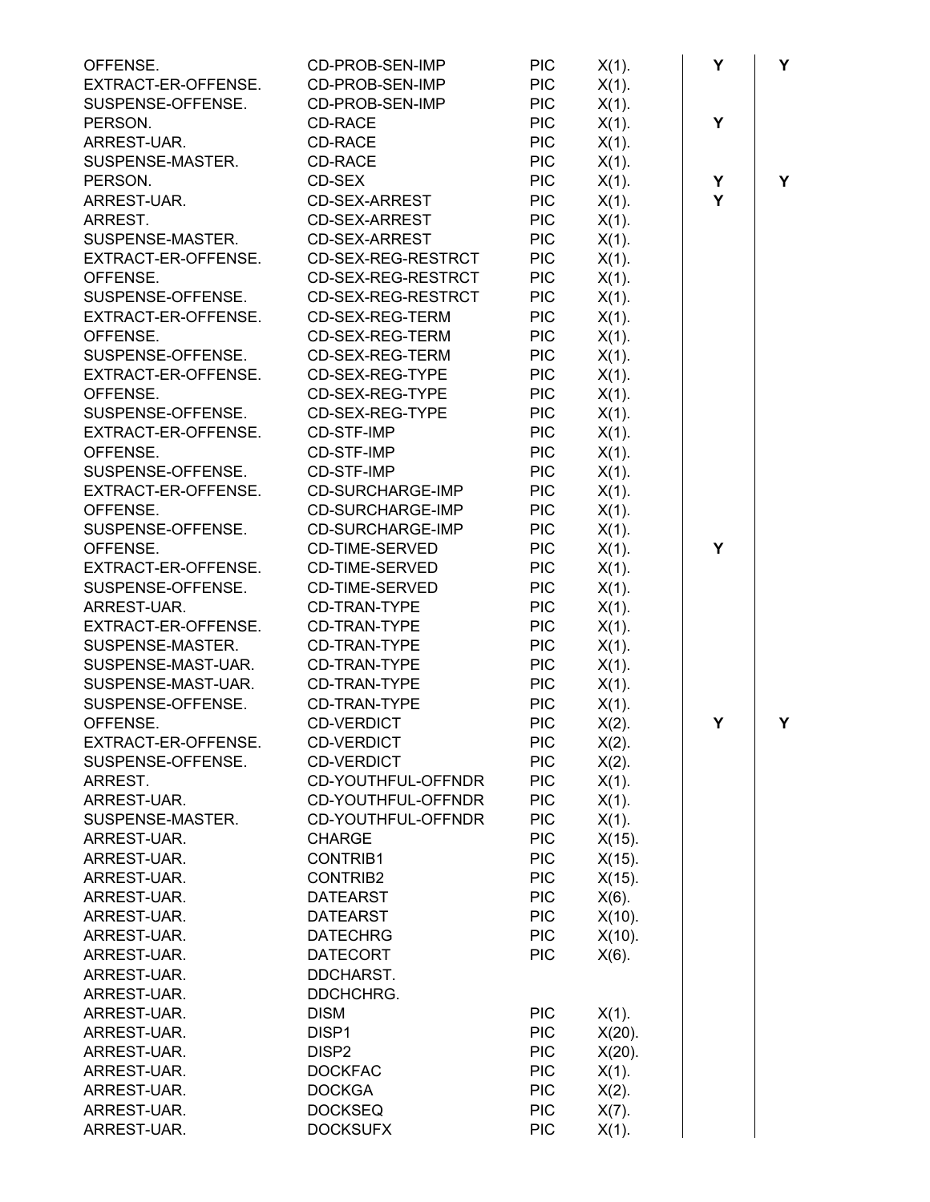| | | | | | |
|---|---|---|---|---|---|
| OFFENSE. | CD-PROB-SEN-IMP | PIC | X(1). | Y | Y |
| EXTRACT-ER-OFFENSE. | CD-PROB-SEN-IMP | PIC | X(1). | | |
| SUSPENSE-OFFENSE. | CD-PROB-SEN-IMP | PIC | X(1). | | |
| PERSON. | CD-RACE | PIC | X(1). | Y | |
| ARREST-UAR. | CD-RACE | PIC | X(1). | | |
| SUSPENSE-MASTER. | CD-RACE | PIC | X(1). | | |
| PERSON. | CD-SEX | PIC | X(1). | Y | Y |
| ARREST-UAR. | CD-SEX-ARREST | PIC | X(1). | Y | |
| ARREST. | CD-SEX-ARREST | PIC | X(1). | | |
| SUSPENSE-MASTER. | CD-SEX-ARREST | PIC | X(1). | | |
| EXTRACT-ER-OFFENSE. | CD-SEX-REG-RESTRCT | PIC | X(1). | | |
| OFFENSE. | CD-SEX-REG-RESTRCT | PIC | X(1). | | |
| SUSPENSE-OFFENSE. | CD-SEX-REG-RESTRCT | PIC | X(1). | | |
| EXTRACT-ER-OFFENSE. | CD-SEX-REG-TERM | PIC | X(1). | | |
| OFFENSE. | CD-SEX-REG-TERM | PIC | X(1). | | |
| SUSPENSE-OFFENSE. | CD-SEX-REG-TERM | PIC | X(1). | | |
| EXTRACT-ER-OFFENSE. | CD-SEX-REG-TYPE | PIC | X(1). | | |
| OFFENSE. | CD-SEX-REG-TYPE | PIC | X(1). | | |
| SUSPENSE-OFFENSE. | CD-SEX-REG-TYPE | PIC | X(1). | | |
| EXTRACT-ER-OFFENSE. | CD-STF-IMP | PIC | X(1). | | |
| OFFENSE. | CD-STF-IMP | PIC | X(1). | | |
| SUSPENSE-OFFENSE. | CD-STF-IMP | PIC | X(1). | | |
| EXTRACT-ER-OFFENSE. | CD-SURCHARGE-IMP | PIC | X(1). | | |
| OFFENSE. | CD-SURCHARGE-IMP | PIC | X(1). | | |
| SUSPENSE-OFFENSE. | CD-SURCHARGE-IMP | PIC | X(1). | | |
| OFFENSE. | CD-TIME-SERVED | PIC | X(1). | Y | |
| EXTRACT-ER-OFFENSE. | CD-TIME-SERVED | PIC | X(1). | | |
| SUSPENSE-OFFENSE. | CD-TIME-SERVED | PIC | X(1). | | |
| ARREST-UAR. | CD-TRAN-TYPE | PIC | X(1). | | |
| EXTRACT-ER-OFFENSE. | CD-TRAN-TYPE | PIC | X(1). | | |
| SUSPENSE-MASTER. | CD-TRAN-TYPE | PIC | X(1). | | |
| SUSPENSE-MAST-UAR. | CD-TRAN-TYPE | PIC | X(1). | | |
| SUSPENSE-MAST-UAR. | CD-TRAN-TYPE | PIC | X(1). | | |
| SUSPENSE-OFFENSE. | CD-TRAN-TYPE | PIC | X(1). | | |
| OFFENSE. | CD-VERDICT | PIC | X(2). | Y | Y |
| EXTRACT-ER-OFFENSE. | CD-VERDICT | PIC | X(2). | | |
| SUSPENSE-OFFENSE. | CD-VERDICT | PIC | X(2). | | |
| ARREST. | CD-YOUTHFUL-OFFNDR | PIC | X(1). | | |
| ARREST-UAR. | CD-YOUTHFUL-OFFNDR | PIC | X(1). | | |
| SUSPENSE-MASTER. | CD-YOUTHFUL-OFFNDR | PIC | X(1). | | |
| ARREST-UAR. | CHARGE | PIC | X(15). | | |
| ARREST-UAR. | CONTRIB1 | PIC | X(15). | | |
| ARREST-UAR. | CONTRIB2 | PIC | X(15). | | |
| ARREST-UAR. | DATEARST | PIC | X(6). | | |
| ARREST-UAR. | DATEARST | PIC | X(10). | | |
| ARREST-UAR. | DATECHRG | PIC | X(10). | | |
| ARREST-UAR. | DATECORT | PIC | X(6). | | |
| ARREST-UAR. | DDCHARST. | | | | |
| ARREST-UAR. | DDCHCHRG. | | | | |
| ARREST-UAR. | DISM | PIC | X(1). | | |
| ARREST-UAR. | DISP1 | PIC | X(20). | | |
| ARREST-UAR. | DISP2 | PIC | X(20). | | |
| ARREST-UAR. | DOCKFAC | PIC | X(1). | | |
| ARREST-UAR. | DOCKGA | PIC | X(2). | | |
| ARREST-UAR. | DOCKSEQ | PIC | X(7). | | |
| ARREST-UAR. | DOCKSUFX | PIC | X(1). | | |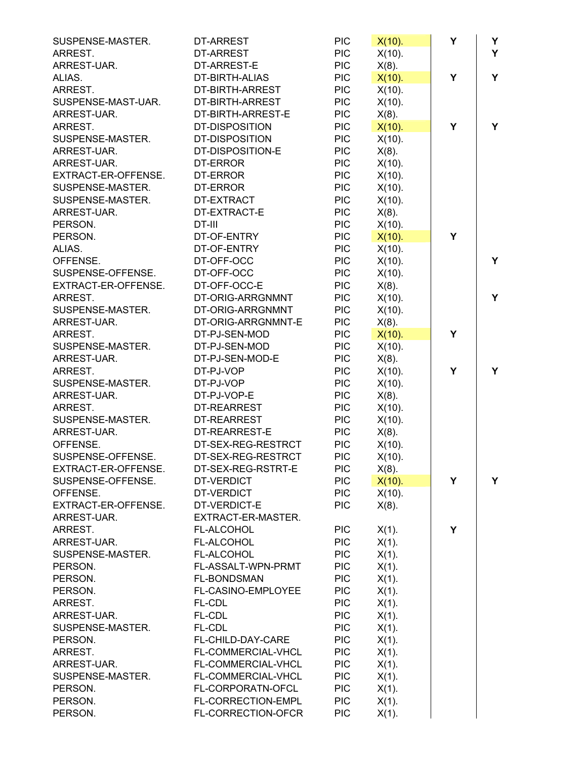| | | | | | |
|---|---|---|---|---|---|
| SUSPENSE-MASTER. | DT-ARREST | PIC | X(10). | Y | Y |
| ARREST. | DT-ARREST | PIC | X(10). | | Y |
| ARREST-UAR. | DT-ARREST-E | PIC | X(8). | | |
| ALIAS. | DT-BIRTH-ALIAS | PIC | X(10). | Y | Y |
| ARREST. | DT-BIRTH-ARREST | PIC | X(10). | | |
| SUSPENSE-MAST-UAR. | DT-BIRTH-ARREST | PIC | X(10). | | |
| ARREST-UAR. | DT-BIRTH-ARREST-E | PIC | X(8). | | |
| ARREST. | DT-DISPOSITION | PIC | X(10). | Y | Y |
| SUSPENSE-MASTER. | DT-DISPOSITION | PIC | X(10). | | |
| ARREST-UAR. | DT-DISPOSITION-E | PIC | X(8). | | |
| ARREST-UAR. | DT-ERROR | PIC | X(10). | | |
| EXTRACT-ER-OFFENSE. | DT-ERROR | PIC | X(10). | | |
| SUSPENSE-MASTER. | DT-ERROR | PIC | X(10). | | |
| SUSPENSE-MASTER. | DT-EXTRACT | PIC | X(10). | | |
| ARREST-UAR. | DT-EXTRACT-E | PIC | X(8). | | |
| PERSON. | DT-III | PIC | X(10). | | |
| PERSON. | DT-OF-ENTRY | PIC | X(10). | Y | |
| ALIAS. | DT-OF-ENTRY | PIC | X(10). | | |
| OFFENSE. | DT-OFF-OCC | PIC | X(10). | | Y |
| SUSPENSE-OFFENSE. | DT-OFF-OCC | PIC | X(10). | | |
| EXTRACT-ER-OFFENSE. | DT-OFF-OCC-E | PIC | X(8). | | |
| ARREST. | DT-ORIG-ARRGNMNT | PIC | X(10). | | Y |
| SUSPENSE-MASTER. | DT-ORIG-ARRGNMNT | PIC | X(10). | | |
| ARREST-UAR. | DT-ORIG-ARRGNMNT-E | PIC | X(8). | | |
| ARREST. | DT-PJ-SEN-MOD | PIC | X(10). | Y | |
| SUSPENSE-MASTER. | DT-PJ-SEN-MOD | PIC | X(10). | | |
| ARREST-UAR. | DT-PJ-SEN-MOD-E | PIC | X(8). | | |
| ARREST. | DT-PJ-VOP | PIC | X(10). | Y | Y |
| SUSPENSE-MASTER. | DT-PJ-VOP | PIC | X(10). | | |
| ARREST-UAR. | DT-PJ-VOP-E | PIC | X(8). | | |
| ARREST. | DT-REARREST | PIC | X(10). | | |
| SUSPENSE-MASTER. | DT-REARREST | PIC | X(10). | | |
| ARREST-UAR. | DT-REARREST-E | PIC | X(8). | | |
| OFFENSE. | DT-SEX-REG-RESTRCT | PIC | X(10). | | |
| SUSPENSE-OFFENSE. | DT-SEX-REG-RESTRCT | PIC | X(10). | | |
| EXTRACT-ER-OFFENSE. | DT-SEX-REG-RSTRT-E | PIC | X(8). | | |
| SUSPENSE-OFFENSE. | DT-VERDICT | PIC | X(10). | Y | Y |
| OFFENSE. | DT-VERDICT | PIC | X(10). | | |
| EXTRACT-ER-OFFENSE. | DT-VERDICT-E | PIC | X(8). | | |
| ARREST-UAR. | EXTRACT-ER-MASTER. | | | | |
| ARREST. | FL-ALCOHOL | PIC | X(1). | Y | |
| ARREST-UAR. | FL-ALCOHOL | PIC | X(1). | | |
| SUSPENSE-MASTER. | FL-ALCOHOL | PIC | X(1). | | |
| PERSON. | FL-ASSALT-WPN-PRMT | PIC | X(1). | | |
| PERSON. | FL-BONDSMAN | PIC | X(1). | | |
| PERSON. | FL-CASINO-EMPLOYEE | PIC | X(1). | | |
| ARREST. | FL-CDL | PIC | X(1). | | |
| ARREST-UAR. | FL-CDL | PIC | X(1). | | |
| SUSPENSE-MASTER. | FL-CDL | PIC | X(1). | | |
| PERSON. | FL-CHILD-DAY-CARE | PIC | X(1). | | |
| ARREST. | FL-COMMERCIAL-VHCL | PIC | X(1). | | |
| ARREST-UAR. | FL-COMMERCIAL-VHCL | PIC | X(1). | | |
| SUSPENSE-MASTER. | FL-COMMERCIAL-VHCL | PIC | X(1). | | |
| PERSON. | FL-CORPORATN-OFCL | PIC | X(1). | | |
| PERSON. | FL-CORRECTION-EMPL | PIC | X(1). | | |
| PERSON. | FL-CORRECTION-OFCR | PIC | X(1). | | |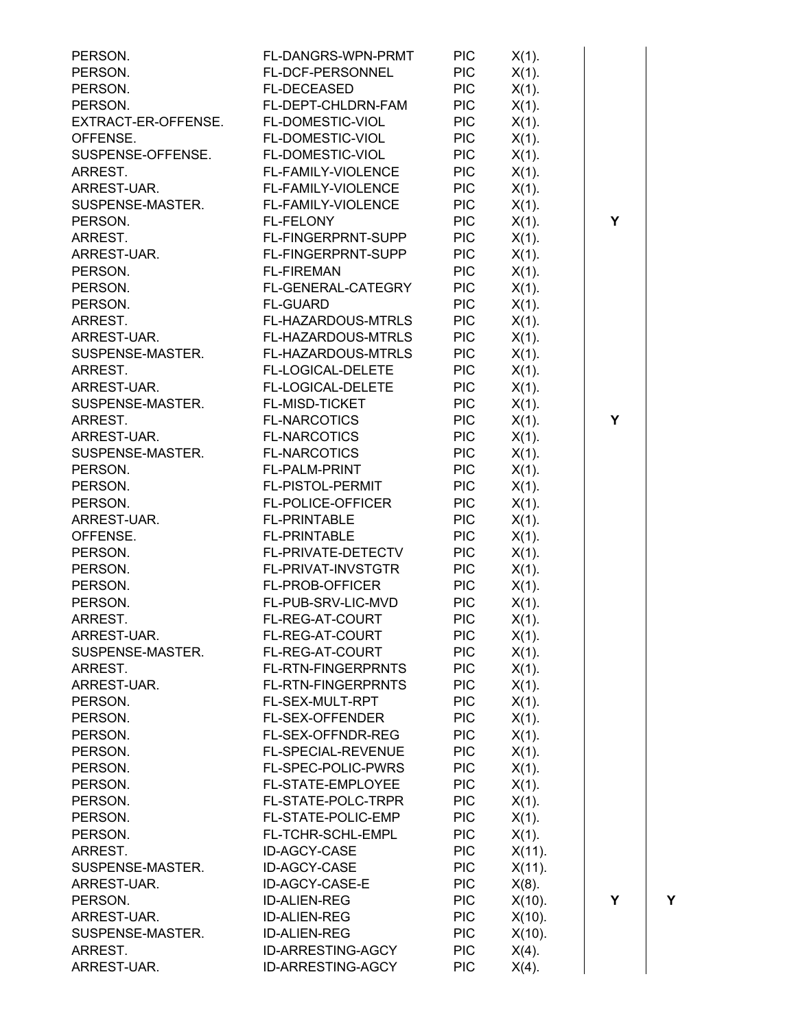| | | | | | |
|---|---|---|---|---|---|
| PERSON. | FL-DANGRS-WPN-PRMT | PIC | X(1). | | |
| PERSON. | FL-DCF-PERSONNEL | PIC | X(1). | | |
| PERSON. | FL-DECEASED | PIC | X(1). | | |
| PERSON. | FL-DEPT-CHLDRN-FAM | PIC | X(1). | | |
| EXTRACT-ER-OFFENSE. | FL-DOMESTIC-VIOL | PIC | X(1). | | |
| OFFENSE. | FL-DOMESTIC-VIOL | PIC | X(1). | | |
| SUSPENSE-OFFENSE. | FL-DOMESTIC-VIOL | PIC | X(1). | | |
| ARREST. | FL-FAMILY-VIOLENCE | PIC | X(1). | | |
| ARREST-UAR. | FL-FAMILY-VIOLENCE | PIC | X(1). | | |
| SUSPENSE-MASTER. | FL-FAMILY-VIOLENCE | PIC | X(1). | | |
| PERSON. | FL-FELONY | PIC | X(1). | **Y** | |
| ARREST. | FL-FINGERPRNT-SUPP | PIC | X(1). | | |
| ARREST-UAR. | FL-FINGERPRNT-SUPP | PIC | X(1). | | |
| PERSON. | FL-FIREMAN | PIC | X(1). | | |
| PERSON. | FL-GENERAL-CATEGRY | PIC | X(1). | | |
| PERSON. | FL-GUARD | PIC | X(1). | | |
| ARREST. | FL-HAZARDOUS-MTRLS | PIC | X(1). | | |
| ARREST-UAR. | FL-HAZARDOUS-MTRLS | PIC | X(1). | | |
| SUSPENSE-MASTER. | FL-HAZARDOUS-MTRLS | PIC | X(1). | | |
| ARREST. | FL-LOGICAL-DELETE | PIC | X(1). | | |
| ARREST-UAR. | FL-LOGICAL-DELETE | PIC | X(1). | | |
| SUSPENSE-MASTER. | FL-MISD-TICKET | PIC | X(1). | | |
| ARREST. | FL-NARCOTICS | PIC | X(1). | **Y** | |
| ARREST-UAR. | FL-NARCOTICS | PIC | X(1). | | |
| SUSPENSE-MASTER. | FL-NARCOTICS | PIC | X(1). | | |
| PERSON. | FL-PALM-PRINT | PIC | X(1). | | |
| PERSON. | FL-PISTOL-PERMIT | PIC | X(1). | | |
| PERSON. | FL-POLICE-OFFICER | PIC | X(1). | | |
| ARREST-UAR. | FL-PRINTABLE | PIC | X(1). | | |
| OFFENSE. | FL-PRINTABLE | PIC | X(1). | | |
| PERSON. | FL-PRIVATE-DETECTV | PIC | X(1). | | |
| PERSON. | FL-PRIVAT-INVSTGTR | PIC | X(1). | | |
| PERSON. | FL-PROB-OFFICER | PIC | X(1). | | |
| PERSON. | FL-PUB-SRV-LIC-MVD | PIC | X(1). | | |
| ARREST. | FL-REG-AT-COURT | PIC | X(1). | | |
| ARREST-UAR. | FL-REG-AT-COURT | PIC | X(1). | | |
| SUSPENSE-MASTER. | FL-REG-AT-COURT | PIC | X(1). | | |
| ARREST. | FL-RTN-FINGERPRNTS | PIC | X(1). | | |
| ARREST-UAR. | FL-RTN-FINGERPRNTS | PIC | X(1). | | |
| PERSON. | FL-SEX-MULT-RPT | PIC | X(1). | | |
| PERSON. | FL-SEX-OFFENDER | PIC | X(1). | | |
| PERSON. | FL-SEX-OFFNDR-REG | PIC | X(1). | | |
| PERSON. | FL-SPECIAL-REVENUE | PIC | X(1). | | |
| PERSON. | FL-SPEC-POLIC-PWRS | PIC | X(1). | | |
| PERSON. | FL-STATE-EMPLOYEE | PIC | X(1). | | |
| PERSON. | FL-STATE-POLC-TRPR | PIC | X(1). | | |
| PERSON. | FL-STATE-POLIC-EMP | PIC | X(1). | | |
| PERSON. | FL-TCHR-SCHL-EMPL | PIC | X(1). | | |
| ARREST. | ID-AGCY-CASE | PIC | X(11). | | |
| SUSPENSE-MASTER. | ID-AGCY-CASE | PIC | X(11). | | |
| ARREST-UAR. | ID-AGCY-CASE-E | PIC | X(8). | | |
| PERSON. | ID-ALIEN-REG | PIC | X(10). | **Y** | **Y** |
| ARREST-UAR. | ID-ALIEN-REG | PIC | X(10). | | |
| SUSPENSE-MASTER. | ID-ALIEN-REG | PIC | X(10). | | |
| ARREST. | ID-ARRESTING-AGCY | PIC | X(4). | | |
| ARREST-UAR. | ID-ARRESTING-AGCY | PIC | X(4). | | |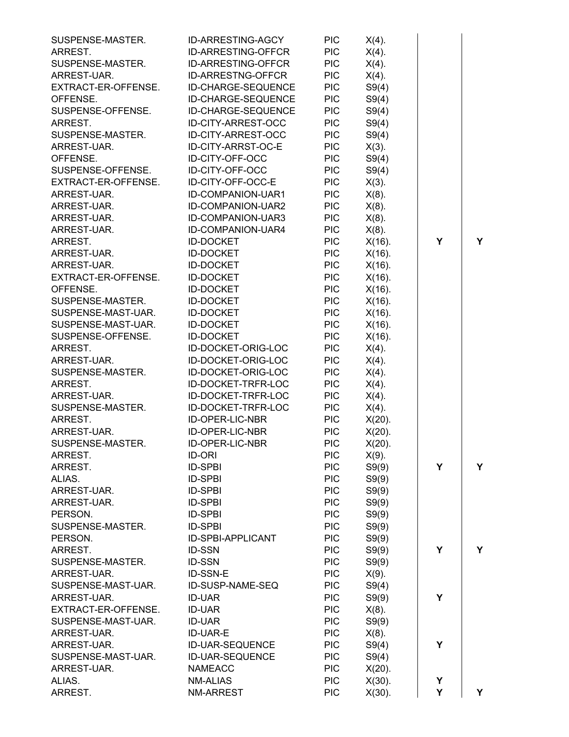| | | | | | |
|---|---|---|---|---|---|
| SUSPENSE-MASTER. | ID-ARRESTING-AGCY | PIC | X(4). | | |
| ARREST. | ID-ARRESTING-OFFCR | PIC | X(4). | | |
| SUSPENSE-MASTER. | ID-ARRESTING-OFFCR | PIC | X(4). | | |
| ARREST-UAR. | ID-ARRESTNG-OFFCR | PIC | X(4). | | |
| EXTRACT-ER-OFFENSE. | ID-CHARGE-SEQUENCE | PIC | S9(4) | | |
| OFFENSE. | ID-CHARGE-SEQUENCE | PIC | S9(4) | | |
| SUSPENSE-OFFENSE. | ID-CHARGE-SEQUENCE | PIC | S9(4) | | |
| ARREST. | ID-CITY-ARREST-OCC | PIC | S9(4) | | |
| SUSPENSE-MASTER. | ID-CITY-ARREST-OCC | PIC | S9(4) | | |
| ARREST-UAR. | ID-CITY-ARRST-OC-E | PIC | X(3). | | |
| OFFENSE. | ID-CITY-OFF-OCC | PIC | S9(4) | | |
| SUSPENSE-OFFENSE. | ID-CITY-OFF-OCC | PIC | S9(4) | | |
| EXTRACT-ER-OFFENSE. | ID-CITY-OFF-OCC-E | PIC | X(3). | | |
| ARREST-UAR. | ID-COMPANION-UAR1 | PIC | X(8). | | |
| ARREST-UAR. | ID-COMPANION-UAR2 | PIC | X(8). | | |
| ARREST-UAR. | ID-COMPANION-UAR3 | PIC | X(8). | | |
| ARREST-UAR. | ID-COMPANION-UAR4 | PIC | X(8). | | |
| ARREST. | ID-DOCKET | PIC | X(16). | Y | Y |
| ARREST-UAR. | ID-DOCKET | PIC | X(16). | | |
| ARREST-UAR. | ID-DOCKET | PIC | X(16). | | |
| EXTRACT-ER-OFFENSE. | ID-DOCKET | PIC | X(16). | | |
| OFFENSE. | ID-DOCKET | PIC | X(16). | | |
| SUSPENSE-MASTER. | ID-DOCKET | PIC | X(16). | | |
| SUSPENSE-MAST-UAR. | ID-DOCKET | PIC | X(16). | | |
| SUSPENSE-MAST-UAR. | ID-DOCKET | PIC | X(16). | | |
| SUSPENSE-OFFENSE. | ID-DOCKET | PIC | X(16). | | |
| ARREST. | ID-DOCKET-ORIG-LOC | PIC | X(4). | | |
| ARREST-UAR. | ID-DOCKET-ORIG-LOC | PIC | X(4). | | |
| SUSPENSE-MASTER. | ID-DOCKET-ORIG-LOC | PIC | X(4). | | |
| ARREST. | ID-DOCKET-TRFR-LOC | PIC | X(4). | | |
| ARREST-UAR. | ID-DOCKET-TRFR-LOC | PIC | X(4). | | |
| SUSPENSE-MASTER. | ID-DOCKET-TRFR-LOC | PIC | X(4). | | |
| ARREST. | ID-OPER-LIC-NBR | PIC | X(20). | | |
| ARREST-UAR. | ID-OPER-LIC-NBR | PIC | X(20). | | |
| SUSPENSE-MASTER. | ID-OPER-LIC-NBR | PIC | X(20). | | |
| ARREST. | ID-ORI | PIC | X(9). | | |
| ARREST. | ID-SPBI | PIC | S9(9) | Y | Y |
| ALIAS. | ID-SPBI | PIC | S9(9) | | |
| ARREST-UAR. | ID-SPBI | PIC | S9(9) | | |
| ARREST-UAR. | ID-SPBI | PIC | S9(9) | | |
| PERSON. | ID-SPBI | PIC | S9(9) | | |
| SUSPENSE-MASTER. | ID-SPBI | PIC | S9(9) | | |
| PERSON. | ID-SPBI-APPLICANT | PIC | S9(9) | | |
| ARREST. | ID-SSN | PIC | S9(9) | Y | Y |
| SUSPENSE-MASTER. | ID-SSN | PIC | S9(9) | | |
| ARREST-UAR. | ID-SSN-E | PIC | X(9). | | |
| SUSPENSE-MAST-UAR. | ID-SUSP-NAME-SEQ | PIC | S9(4) | | |
| ARREST-UAR. | ID-UAR | PIC | S9(9) | Y | |
| EXTRACT-ER-OFFENSE. | ID-UAR | PIC | X(8). | | |
| SUSPENSE-MAST-UAR. | ID-UAR | PIC | S9(9) | | |
| ARREST-UAR. | ID-UAR-E | PIC | X(8). | | |
| ARREST-UAR. | ID-UAR-SEQUENCE | PIC | S9(4) | Y | |
| SUSPENSE-MAST-UAR. | ID-UAR-SEQUENCE | PIC | S9(4) | | |
| ARREST-UAR. | NAMEACC | PIC | X(20). | | |
| ALIAS. | NM-ALIAS | PIC | X(30). | Y | |
| ARREST. | NM-ARREST | PIC | X(30). | Y | Y |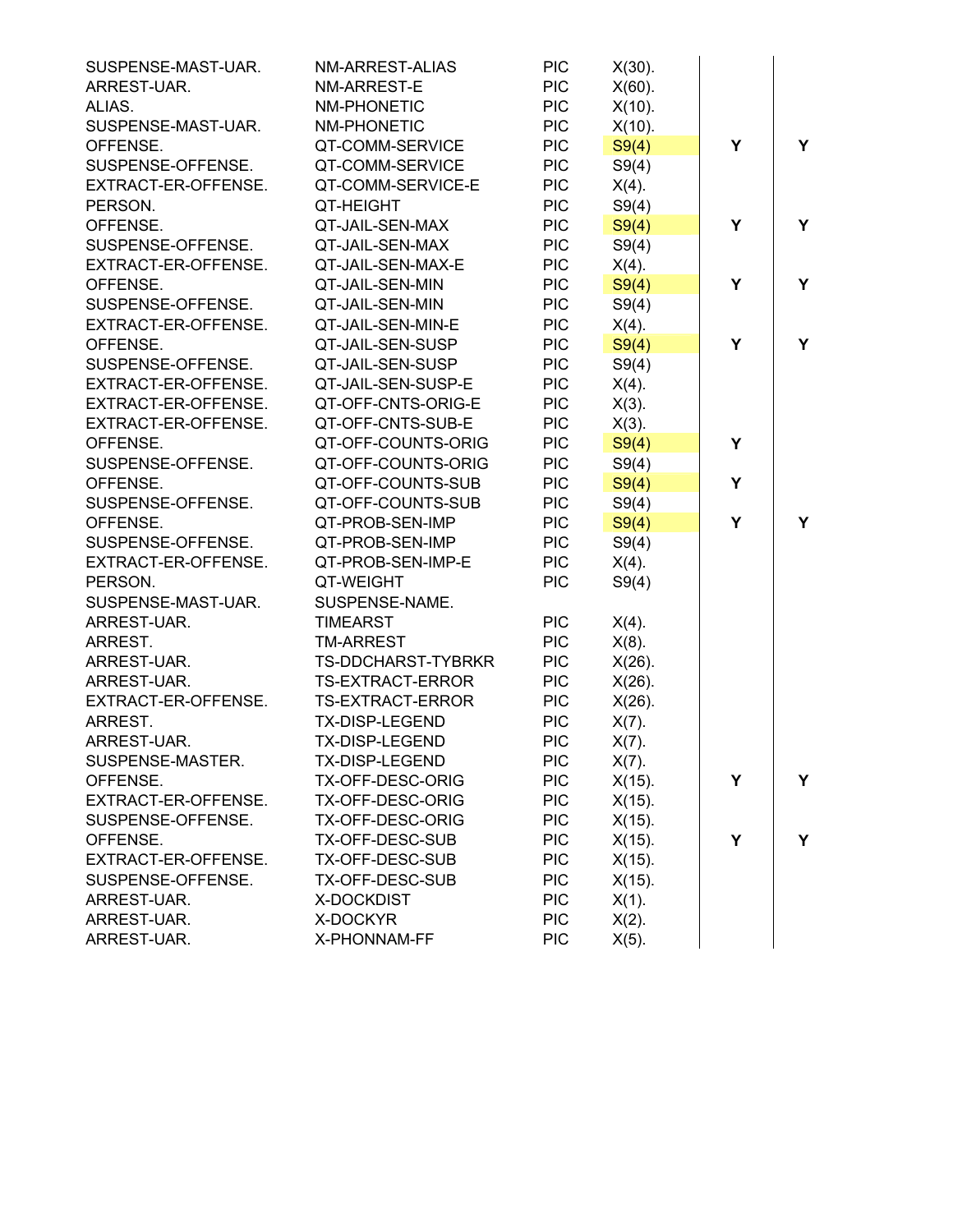| | | | | | |
|---|---|---|---|---|---|
| SUSPENSE-MAST-UAR. | NM-ARREST-ALIAS | PIC | X(30). | | |
| ARREST-UAR. | NM-ARREST-E | PIC | X(60). | | |
| ALIAS. | NM-PHONETIC | PIC | X(10). | | |
| SUSPENSE-MAST-UAR. | NM-PHONETIC | PIC | X(10). | | |
| OFFENSE. | QT-COMM-SERVICE | PIC | S9(4) | Y | Y |
| SUSPENSE-OFFENSE. | QT-COMM-SERVICE | PIC | S9(4) | | |
| EXTRACT-ER-OFFENSE. | QT-COMM-SERVICE-E | PIC | X(4). | | |
| PERSON. | QT-HEIGHT | PIC | S9(4) | | |
| OFFENSE. | QT-JAIL-SEN-MAX | PIC | S9(4) | Y | Y |
| SUSPENSE-OFFENSE. | QT-JAIL-SEN-MAX | PIC | S9(4) | | |
| EXTRACT-ER-OFFENSE. | QT-JAIL-SEN-MAX-E | PIC | X(4). | | |
| OFFENSE. | QT-JAIL-SEN-MIN | PIC | S9(4) | Y | Y |
| SUSPENSE-OFFENSE. | QT-JAIL-SEN-MIN | PIC | S9(4) | | |
| EXTRACT-ER-OFFENSE. | QT-JAIL-SEN-MIN-E | PIC | X(4). | | |
| OFFENSE. | QT-JAIL-SEN-SUSP | PIC | S9(4) | Y | Y |
| SUSPENSE-OFFENSE. | QT-JAIL-SEN-SUSP | PIC | S9(4) | | |
| EXTRACT-ER-OFFENSE. | QT-JAIL-SEN-SUSP-E | PIC | X(4). | | |
| EXTRACT-ER-OFFENSE. | QT-OFF-CNTS-ORIG-E | PIC | X(3). | | |
| EXTRACT-ER-OFFENSE. | QT-OFF-CNTS-SUB-E | PIC | X(3). | | |
| OFFENSE. | QT-OFF-COUNTS-ORIG | PIC | S9(4) | Y | |
| SUSPENSE-OFFENSE. | QT-OFF-COUNTS-ORIG | PIC | S9(4) | | |
| OFFENSE. | QT-OFF-COUNTS-SUB | PIC | S9(4) | Y | |
| SUSPENSE-OFFENSE. | QT-OFF-COUNTS-SUB | PIC | S9(4) | | |
| OFFENSE. | QT-PROB-SEN-IMP | PIC | S9(4) | Y | Y |
| SUSPENSE-OFFENSE. | QT-PROB-SEN-IMP | PIC | S9(4) | | |
| EXTRACT-ER-OFFENSE. | QT-PROB-SEN-IMP-E | PIC | X(4). | | |
| PERSON. | QT-WEIGHT | PIC | S9(4) | | |
| SUSPENSE-MAST-UAR. | SUSPENSE-NAME. | | | | |
| ARREST-UAR. | TIMEARST | PIC | X(4). | | |
| ARREST. | TM-ARREST | PIC | X(8). | | |
| ARREST-UAR. | TS-DDCHARST-TYBRKR | PIC | X(26). | | |
| ARREST-UAR. | TS-EXTRACT-ERROR | PIC | X(26). | | |
| EXTRACT-ER-OFFENSE. | TS-EXTRACT-ERROR | PIC | X(26). | | |
| ARREST. | TX-DISP-LEGEND | PIC | X(7). | | |
| ARREST-UAR. | TX-DISP-LEGEND | PIC | X(7). | | |
| SUSPENSE-MASTER. | TX-DISP-LEGEND | PIC | X(7). | | |
| OFFENSE. | TX-OFF-DESC-ORIG | PIC | X(15). | Y | Y |
| EXTRACT-ER-OFFENSE. | TX-OFF-DESC-ORIG | PIC | X(15). | | |
| SUSPENSE-OFFENSE. | TX-OFF-DESC-ORIG | PIC | X(15). | | |
| OFFENSE. | TX-OFF-DESC-SUB | PIC | X(15). | Y | Y |
| EXTRACT-ER-OFFENSE. | TX-OFF-DESC-SUB | PIC | X(15). | | |
| SUSPENSE-OFFENSE. | TX-OFF-DESC-SUB | PIC | X(15). | | |
| ARREST-UAR. | X-DOCKDIST | PIC | X(1). | | |
| ARREST-UAR. | X-DOCKYR | PIC | X(2). | | |
| ARREST-UAR. | X-PHONNAM-FF | PIC | X(5). | | |